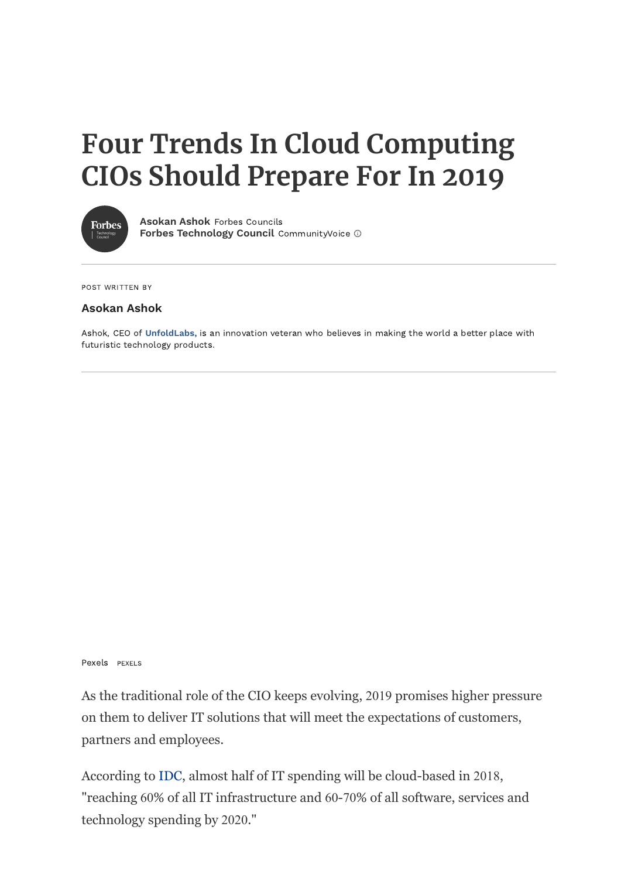# Four Trends In Cloud Computing CIOs Should Prepare For In 2019

**Asokan Ashok** Forbes Councils
**Forbes Technology Council** CommunityVoice

POST WRITTEN BY

**Asokan Ashok**

Ashok, CEO of **UnfoldLabs**, is an innovation veteran who believes in making the world a better place with futuristic technology products.

Pexels PEXELS

As the traditional role of the CIO keeps evolving, 2019 promises higher pressure on them to deliver IT solutions that will meet the expectations of customers, partners and employees.

According to IDC, almost half of IT spending will be cloud-based in 2018, "reaching 60% of all IT infrastructure and 60-70% of all software, services and technology spending by 2020."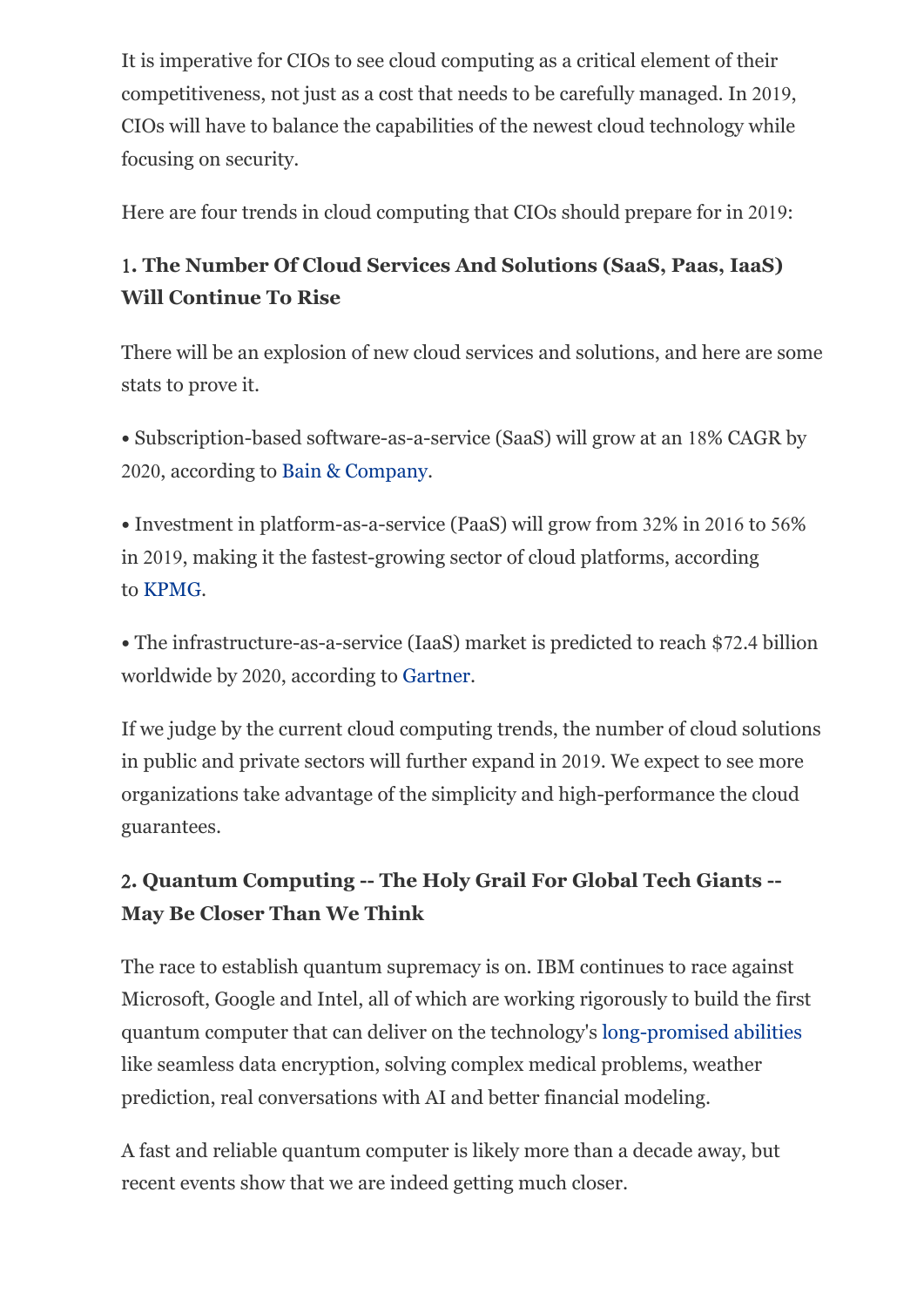It is imperative for CIOs to see cloud computing as a critical element of their competitiveness, not just as a cost that needs to be carefully managed. In 2019, CIOs will have to balance the capabilities of the newest cloud technology while focusing on security.

Here are four trends in cloud computing that CIOs should prepare for in 2019:

### 1. The Number Of Cloud Services And Solutions (SaaS, Paas, IaaS) Will Continue To Rise

There will be an explosion of new cloud services and solutions, and here are some stats to prove it.

• Subscription-based software-as-a-service (SaaS) will grow at an 18% CAGR by 2020, according to Bain & Company.

• Investment in platform-as-a-service (PaaS) will grow from 32% in 2016 to 56% in 2019, making it the fastest-growing sector of cloud platforms, according to KPMG.

• The infrastructure-as-a-service (IaaS) market is predicted to reach $72.4 billion worldwide by 2020, according to Gartner.

If we judge by the current cloud computing trends, the number of cloud solutions in public and private sectors will further expand in 2019. We expect to see more organizations take advantage of the simplicity and high-performance the cloud guarantees.

### 2. Quantum Computing -- The Holy Grail For Global Tech Giants -- May Be Closer Than We Think

The race to establish quantum supremacy is on. IBM continues to race against Microsoft, Google and Intel, all of which are working rigorously to build the first quantum computer that can deliver on the technology's long-promised abilities like seamless data encryption, solving complex medical problems, weather prediction, real conversations with AI and better financial modeling.

A fast and reliable quantum computer is likely more than a decade away, but recent events show that we are indeed getting much closer.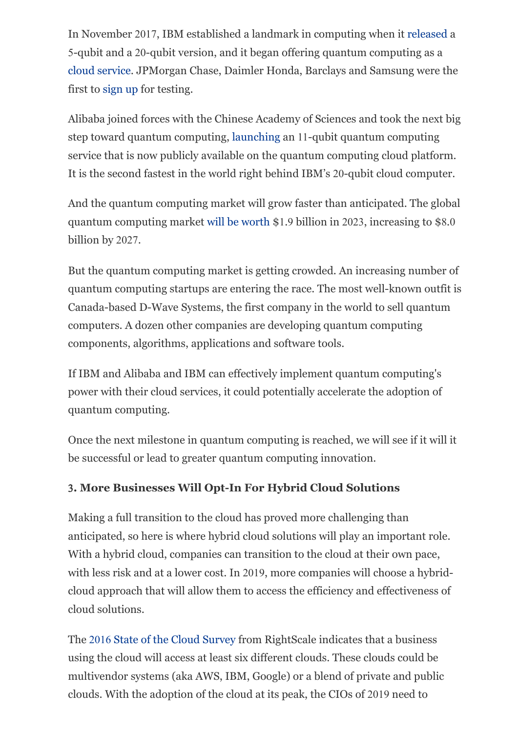In November 2017, IBM established a landmark in computing when it released a 5-qubit and a 20-qubit version, and it began offering quantum computing as a cloud service. JPMorgan Chase, Daimler Honda, Barclays and Samsung were the first to sign up for testing.

Alibaba joined forces with the Chinese Academy of Sciences and took the next big step toward quantum computing, launching an 11-qubit quantum computing service that is now publicly available on the quantum computing cloud platform. It is the second fastest in the world right behind IBM's 20-qubit cloud computer.

And the quantum computing market will grow faster than anticipated. The global quantum computing market will be worth $1.9 billion in 2023, increasing to $8.0 billion by 2027.

But the quantum computing market is getting crowded. An increasing number of quantum computing startups are entering the race. The most well-known outfit is Canada-based D-Wave Systems, the first company in the world to sell quantum computers. A dozen other companies are developing quantum computing components, algorithms, applications and software tools.

If IBM and Alibaba and IBM can effectively implement quantum computing's power with their cloud services, it could potentially accelerate the adoption of quantum computing.

Once the next milestone in quantum computing is reached, we will see if it will it be successful or lead to greater quantum computing innovation.

### 3. More Businesses Will Opt-In For Hybrid Cloud Solutions

Making a full transition to the cloud has proved more challenging than anticipated, so here is where hybrid cloud solutions will play an important role. With a hybrid cloud, companies can transition to the cloud at their own pace, with less risk and at a lower cost. In 2019, more companies will choose a hybrid-cloud approach that will allow them to access the efficiency and effectiveness of cloud solutions.

The 2016 State of the Cloud Survey from RightScale indicates that a business using the cloud will access at least six different clouds. These clouds could be multivendor systems (aka AWS, IBM, Google) or a blend of private and public clouds. With the adoption of the cloud at its peak, the CIOs of 2019 need to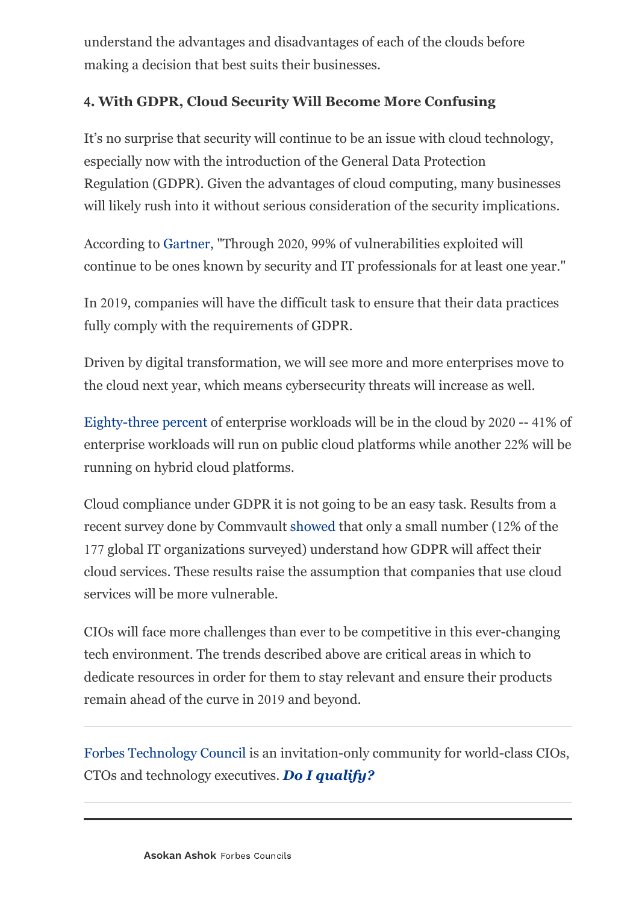understand the advantages and disadvantages of each of the clouds before making a decision that best suits their businesses.

### 4. With GDPR, Cloud Security Will Become More Confusing

It's no surprise that security will continue to be an issue with cloud technology, especially now with the introduction of the General Data Protection Regulation (GDPR). Given the advantages of cloud computing, many businesses will likely rush into it without serious consideration of the security implications.

According to Gartner, "Through 2020, 99% of vulnerabilities exploited will continue to be ones known by security and IT professionals for at least one year."

In 2019, companies will have the difficult task to ensure that their data practices fully comply with the requirements of GDPR.

Driven by digital transformation, we will see more and more enterprises move to the cloud next year, which means cybersecurity threats will increase as well.

Eighty-three percent of enterprise workloads will be in the cloud by 2020 -- 41% of enterprise workloads will run on public cloud platforms while another 22% will be running on hybrid cloud platforms.

Cloud compliance under GDPR it is not going to be an easy task. Results from a recent survey done by Commvault showed that only a small number (12% of the 177 global IT organizations surveyed) understand how GDPR will affect their cloud services. These results raise the assumption that companies that use cloud services will be more vulnerable.

CIOs will face more challenges than ever to be competitive in this ever-changing tech environment. The trends described above are critical areas in which to dedicate resources in order for them to stay relevant and ensure their products remain ahead of the curve in 2019 and beyond.

---

Forbes Technology Council is an invitation-only community for world-class CIOs, CTOs and technology executives. ***Do I qualify?***

---

**Asokan Ashok** Forbes Councils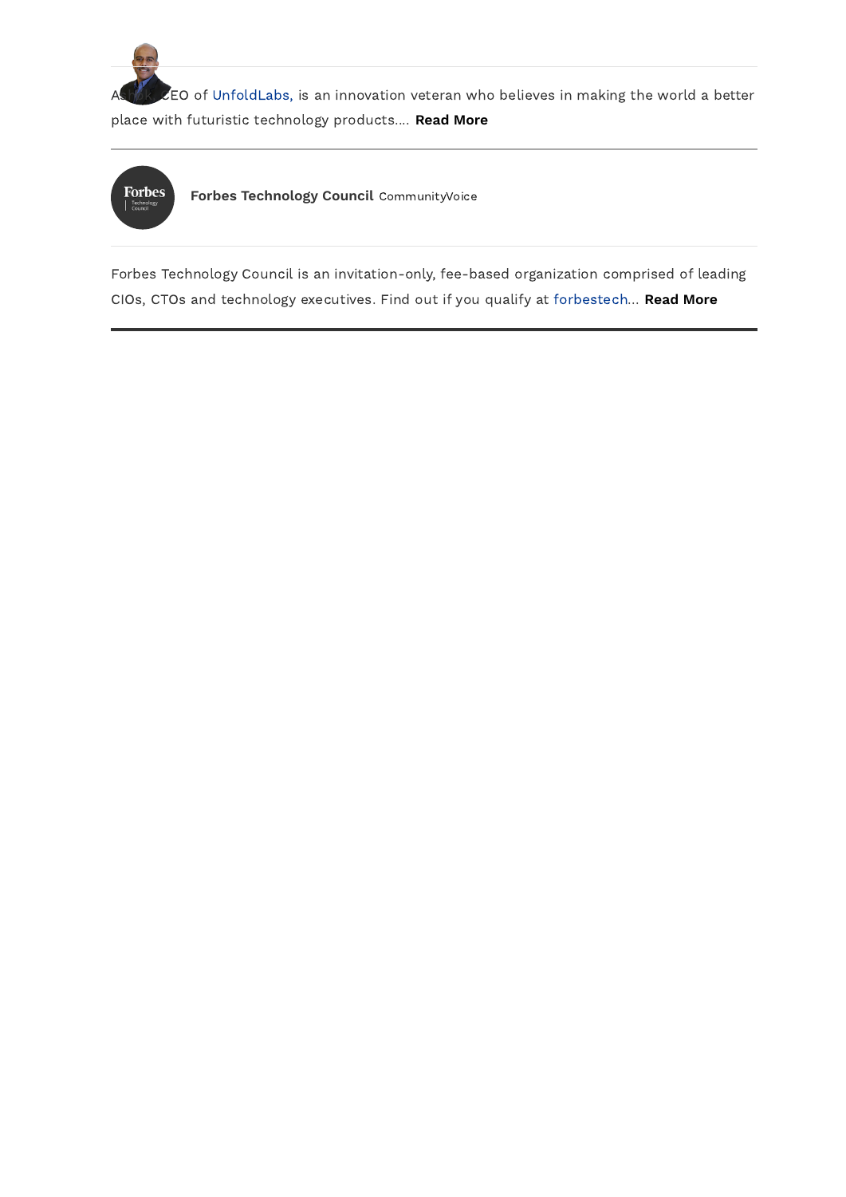Ashok, CEO of UnfoldLabs, is an innovation veteran who believes in making the world a better place with futuristic technology products.... **Read More**

---

**Forbes Technology Council** CommunityVoice

Forbes Technology Council is an invitation-only, fee-based organization comprised of leading CIOs, CTOs and technology executives. Find out if you qualify at forbestech... **Read More**